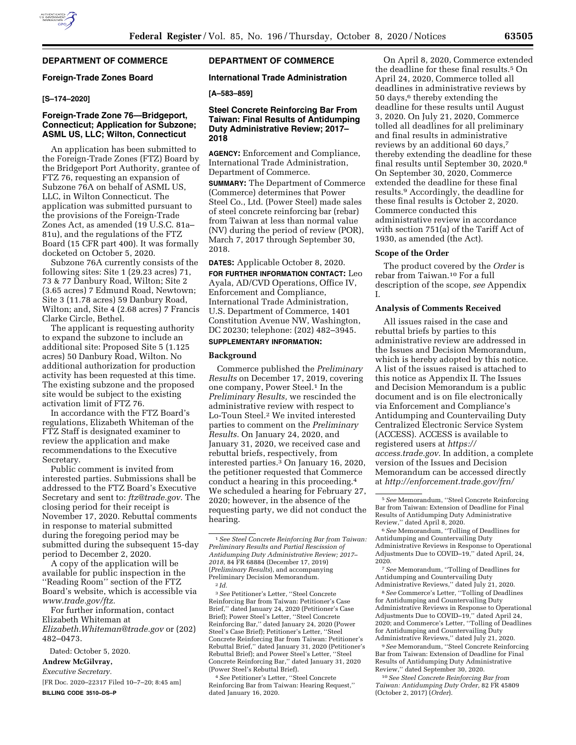## DEPARTMENT OF COMMERCE

### Foreign-Trade Zones Board

**[S–174–2020]**

### Foreign-Trade Zone 76—Bridgeport, Connecticut; Application for Subzone; ASML US, LLC; Wilton, Connecticut

An application has been submitted to the Foreign-Trade Zones (FTZ) Board by the Bridgeport Port Authority, grantee of FTZ 76, requesting an expansion of Subzone 76A on behalf of ASML US, LLC, in Wilton Connecticut. The application was submitted pursuant to the provisions of the Foreign-Trade Zones Act, as amended (19 U.S.C. 81a–81u), and the regulations of the FTZ Board (15 CFR part 400). It was formally docketed on October 5, 2020.

Subzone 76A currently consists of the following sites: Site 1 (29.23 acres) 71, 73 & 77 Danbury Road, Wilton; Site 2 (3.65 acres) 7 Edmund Road, Newtown; Site 3 (11.78 acres) 59 Danbury Road, Wilton; and, Site 4 (2.68 acres) 7 Francis Clarke Circle, Bethel.

The applicant is requesting authority to expand the subzone to include an additional site: Proposed Site 5 (1.125 acres) 50 Danbury Road, Wilton. No additional authorization for production activity has been requested at this time. The existing subzone and the proposed site would be subject to the existing activation limit of FTZ 76.

In accordance with the FTZ Board's regulations, Elizabeth Whiteman of the FTZ Staff is designated examiner to review the application and make recommendations to the Executive Secretary.

Public comment is invited from interested parties. Submissions shall be addressed to the FTZ Board's Executive Secretary and sent to: *ftz@trade.gov.* The closing period for their receipt is November 17, 2020. Rebuttal comments in response to material submitted during the foregoing period may be submitted during the subsequent 15-day period to December 2, 2020.

A copy of the application will be available for public inspection in the ''Reading Room'' section of the FTZ Board's website, which is accessible via *www.trade.gov/ftz.*

For further information, contact Elizabeth Whiteman at *Elizabeth.Whiteman@trade.gov* or (202) 482–0473.

Dated: October 5, 2020.

**Andrew McGilvray,**

*Executive Secretary.*

[FR Doc. 2020–22317 Filed 10–7–20; 8:45 am]

**BILLING CODE 3510–DS–P**

## DEPARTMENT OF COMMERCE

### International Trade Administration

**[A–583–859]**

### Steel Concrete Reinforcing Bar From Taiwan: Final Results of Antidumping Duty Administrative Review; 2017–2018

**AGENCY:** Enforcement and Compliance, International Trade Administration, Department of Commerce.

**SUMMARY:** The Department of Commerce (Commerce) determines that Power Steel Co., Ltd. (Power Steel) made sales of steel concrete reinforcing bar (rebar) from Taiwan at less than normal value (NV) during the period of review (POR), March 7, 2017 through September 30, 2018.

**DATES:** Applicable October 8, 2020.

**FOR FURTHER INFORMATION CONTACT:** Leo Ayala, AD/CVD Operations, Office IV, Enforcement and Compliance, International Trade Administration, U.S. Department of Commerce, 1401 Constitution Avenue NW, Washington, DC 20230; telephone: (202) 482–3945.

**SUPPLEMENTARY INFORMATION:**

#### Background

Commerce published the *Preliminary Results* on December 17, 2019, covering one company, Power Steel.[1] In the *Preliminary Results,* we rescinded the administrative review with respect to Lo-Toun Steel.[2] We invited interested parties to comment on the *Preliminary Results.* On January 24, 2020, and January 31, 2020, we received case and rebuttal briefs, respectively, from interested parties.[3] On January 16, 2020, the petitioner requested that Commerce conduct a hearing in this proceeding.[4] We scheduled a hearing for February 27, 2020; however, in the absence of the requesting party, we did not conduct the hearing.

On April 8, 2020, Commerce extended the deadline for these final results.[5] On April 24, 2020, Commerce tolled all deadlines in administrative reviews by 50 days,[6] thereby extending the deadline for these results until August 3, 2020. On July 21, 2020, Commerce tolled all deadlines for all preliminary and final results in administrative reviews by an additional 60 days,[7] thereby extending the deadline for these final results until September 30, 2020.[8] On September 30, 2020, Commerce extended the deadline for these final results.[9] Accordingly, the deadline for these final results is October 2, 2020. Commerce conducted this administrative review in accordance with section 751(a) of the Tariff Act of 1930, as amended (the Act).

#### Scope of the Order

The product covered by the *Order* is rebar from Taiwan.[10] For a full description of the scope, *see* Appendix I.

#### Analysis of Comments Received

All issues raised in the case and rebuttal briefs by parties to this administrative review are addressed in the Issues and Decision Memorandum, which is hereby adopted by this notice. A list of the issues raised is attached to this notice as Appendix II. The Issues and Decision Memorandum is a public document and is on file electronically via Enforcement and Compliance's Antidumping and Countervailing Duty Centralized Electronic Service System (ACCESS). ACCESS is available to registered users at *https://access.trade.gov.* In addition, a complete version of the Issues and Decision Memorandum can be accessed directly at *http://enforcement.trade.gov/frn/*

---

[1] *See Steel Concrete Reinforcing Bar from Taiwan: Preliminary Results and Partial Rescission of Antidumping Duty Administrative Review; 2017–2018,* 84 FR 68884 (December 17, 2019) (*Preliminary Results*), and accompanying Preliminary Decision Memorandum.

[2] *Id.*

[3] *See* Petitioner's Letter, ''Steel Concrete Reinforcing Bar from Taiwan: Petitioner's Case Brief,'' dated January 24, 2020 (Petitioner's Case Brief); Power Steel's Letter, ''Steel Concrete Reinforcing Bar,'' dated January 24, 2020 (Power Steel's Case Brief); Petitioner's Letter, ''Steel Concrete Reinforcing Bar from Taiwan: Petitioner's Rebuttal Brief,'' dated January 31, 2020 (Petitioner's Rebuttal Brief); and Power Steel's Letter, ''Steel Concrete Reinforcing Bar,'' dated January 31, 2020 (Power Steel's Rebuttal Brief).

[4] *See* Petitioner's Letter, ''Steel Concrete Reinforcing Bar from Taiwan: Hearing Request,'' dated January 16, 2020.

[5] *See* Memorandum, ''Steel Concrete Reinforcing Bar from Taiwan: Extension of Deadline for Final Results of Antidumping Duty Administrative Review,'' dated April 8, 2020.

[6] *See* Memorandum, ''Tolling of Deadlines for Antidumping and Countervailing Duty Administrative Reviews in Response to Operational Adjustments Due to COVID–19,'' dated April, 24, 2020.

[7] *See* Memorandum, ''Tolling of Deadlines for Antidumping and Countervailing Duty Administrative Reviews,'' dated July 21, 2020.

[8] *See* Commerce's Letter, ''Tolling of Deadlines for Antidumping and Countervailing Duty Administrative Reviews in Response to Operational Adjustments Due to COVID–19,'' dated April 24, 2020; and Commerce's Letter, ''Tolling of Deadlines for Antidumping and Countervailing Duty Administrative Reviews,'' dated July 21, 2020.

[9] *See* Memorandum, ''Steel Concrete Reinforcing Bar from Taiwan: Extension of Deadline for Final Results of Antidumping Duty Administrative Review,'' dated September 30, 2020.

[10] *See Steel Concrete Reinforcing Bar from Taiwan: Antidumping Duty Order,* 82 FR 45809 (October 2, 2017) (*Order*).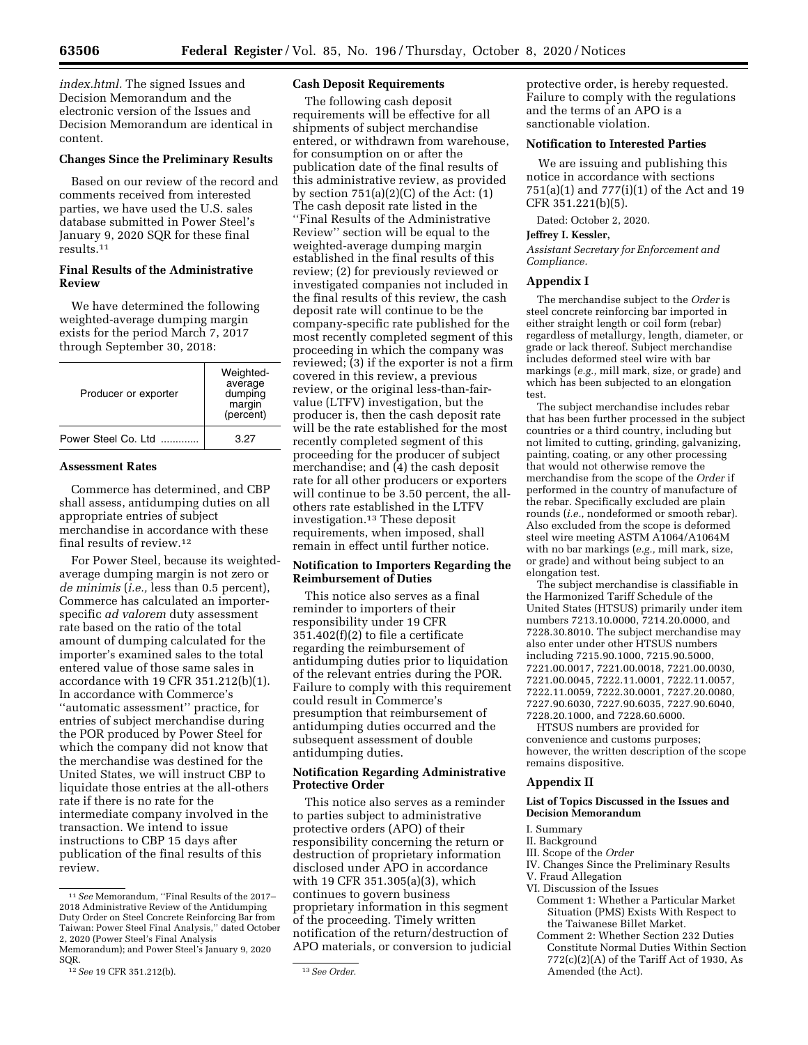*index.html*. The signed Issues and Decision Memorandum and the electronic version of the Issues and Decision Memorandum are identical in content.

## Changes Since the Preliminary Results

Based on our review of the record and comments received from interested parties, we have used the U.S. sales database submitted in Power Steel's January 9, 2020 SQR for these final results.[11]

## Final Results of the Administrative Review

We have determined the following weighted-average dumping margin exists for the period March 7, 2017 through September 30, 2018:

| Producer or exporter | Weighted-average dumping margin (percent) |
| --- | --- |
| Power Steel Co. Ltd | 3.27 |

## Assessment Rates

Commerce has determined, and CBP shall assess, antidumping duties on all appropriate entries of subject merchandise in accordance with these final results of review.[12]

For Power Steel, because its weighted-average dumping margin is not zero or *de minimis* (*i.e.*, less than 0.5 percent), Commerce has calculated an importer-specific *ad valorem* duty assessment rate based on the ratio of the total amount of dumping calculated for the importer's examined sales to the total entered value of those same sales in accordance with 19 CFR 351.212(b)(1). In accordance with Commerce's "automatic assessment" practice, for entries of subject merchandise during the POR produced by Power Steel for which the company did not know that the merchandise was destined for the United States, we will instruct CBP to liquidate those entries at the all-others rate if there is no rate for the intermediate company involved in the transaction. We intend to issue instructions to CBP 15 days after publication of the final results of this review.

## Cash Deposit Requirements

The following cash deposit requirements will be effective for all shipments of subject merchandise entered, or withdrawn from warehouse, for consumption on or after the publication date of the final results of this administrative review, as provided by section 751(a)(2)(C) of the Act: (1) The cash deposit rate listed in the "Final Results of the Administrative Review" section will be equal to the weighted-average dumping margin established in the final results of this review; (2) for previously reviewed or investigated companies not included in the final results of this review, the cash deposit rate will continue to be the company-specific rate published for the most recently completed segment of this proceeding in which the company was reviewed; (3) if the exporter is not a firm covered in this review, a previous review, or the original less-than-fair-value (LTFV) investigation, but the producer is, then the cash deposit rate will be the rate established for the most recently completed segment of this proceeding for the producer of subject merchandise; and (4) the cash deposit rate for all other producers or exporters will continue to be 3.50 percent, the all-others rate established in the LTFV investigation.[13] These deposit requirements, when imposed, shall remain in effect until further notice.

## Notification to Importers Regarding the Reimbursement of Duties

This notice also serves as a final reminder to importers of their responsibility under 19 CFR 351.402(f)(2) to file a certificate regarding the reimbursement of antidumping duties prior to liquidation of the relevant entries during the POR. Failure to comply with this requirement could result in Commerce's presumption that reimbursement of antidumping duties occurred and the subsequent assessment of double antidumping duties.

## Notification Regarding Administrative Protective Order

This notice also serves as a reminder to parties subject to administrative protective orders (APO) of their responsibility concerning the return or destruction of proprietary information disclosed under APO in accordance with 19 CFR 351.305(a)(3), which continues to govern business proprietary information in this segment of the proceeding. Timely written notification of the return/destruction of APO materials, or conversion to judicial protective order, is hereby requested. Failure to comply with the regulations and the terms of an APO is a sanctionable violation.

## Notification to Interested Parties

We are issuing and publishing this notice in accordance with sections 751(a)(1) and 777(i)(1) of the Act and 19 CFR 351.221(b)(5).

Dated: October 2, 2020.

**Jeffrey I. Kessler,**

*Assistant Secretary for Enforcement and Compliance.*

## Appendix I

The merchandise subject to the *Order* is steel concrete reinforcing bar imported in either straight length or coil form (rebar) regardless of metallurgy, length, diameter, or grade or lack thereof. Subject merchandise includes deformed steel wire with bar markings (*e.g.*, mill mark, size, or grade) and which has been subjected to an elongation test.

The subject merchandise includes rebar that has been further processed in the subject countries or a third country, including but not limited to cutting, grinding, galvanizing, painting, coating, or any other processing that would not otherwise remove the merchandise from the scope of the *Order* if performed in the country of manufacture of the rebar. Specifically excluded are plain rounds (*i.e.*, nondeformed or smooth rebar). Also excluded from the scope is deformed steel wire meeting ASTM A1064/A1064M with no bar markings (*e.g.*, mill mark, size, or grade) and without being subject to an elongation test.

The subject merchandise is classifiable in the Harmonized Tariff Schedule of the United States (HTSUS) primarily under item numbers 7213.10.0000, 7214.20.0000, and 7228.30.8010. The subject merchandise may also enter under other HTSUS numbers including 7215.90.1000, 7215.90.5000, 7221.00.0017, 7221.00.0018, 7221.00.0030, 7221.00.0045, 7222.11.0001, 7222.11.0057, 7222.11.0059, 7222.30.0001, 7227.20.0080, 7227.90.6030, 7227.90.6035, 7227.90.6040, 7228.20.1000, and 7228.60.6000.

HTSUS numbers are provided for convenience and customs purposes; however, the written description of the scope remains dispositive.

## Appendix II

### List of Topics Discussed in the Issues and Decision Memorandum

I. Summary
II. Background
III. Scope of the *Order*
IV. Changes Since the Preliminary Results
V. Fraud Allegation
VI. Discussion of the Issues
- Comment 1: Whether a Particular Market Situation (PMS) Exists With Respect to the Taiwanese Billet Market.
- Comment 2: Whether Section 232 Duties Constitute Normal Duties Within Section 772(c)(2)(A) of the Tariff Act of 1930, As Amended (the Act).

---

[11] *See* Memorandum, "Final Results of the 2017–2018 Administrative Review of the Antidumping Duty Order on Steel Concrete Reinforcing Bar from Taiwan: Power Steel Final Analysis," dated October 2, 2020 (Power Steel's Final Analysis Memorandum); and Power Steel's January 9, 2020 SQR.

[12] *See* 19 CFR 351.212(b).

[13] *See Order.*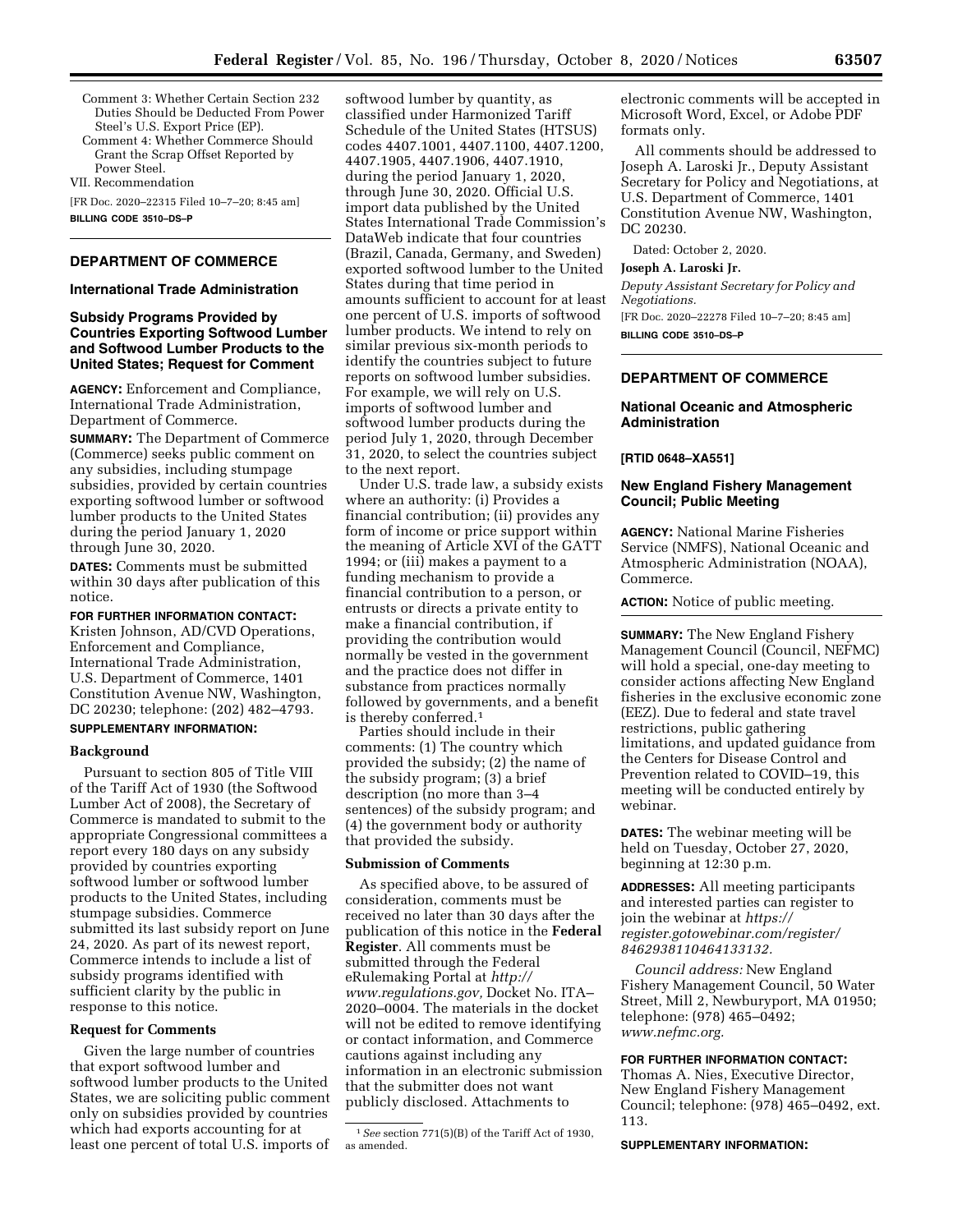Comment 3: Whether Certain Section 232 Duties Should be Deducted From Power Steel's U.S. Export Price (EP).

Comment 4: Whether Commerce Should Grant the Scrap Offset Reported by Power Steel.

VII. Recommendation

[FR Doc. 2020–22315 Filed 10–7–20; 8:45 am]

**BILLING CODE 3510–DS–P**

## DEPARTMENT OF COMMERCE

### International Trade Administration

### Subsidy Programs Provided by Countries Exporting Softwood Lumber and Softwood Lumber Products to the United States; Request for Comment

**AGENCY:** Enforcement and Compliance, International Trade Administration, Department of Commerce.

**SUMMARY:** The Department of Commerce (Commerce) seeks public comment on any subsidies, including stumpage subsidies, provided by certain countries exporting softwood lumber or softwood lumber products to the United States during the period January 1, 2020 through June 30, 2020.

**DATES:** Comments must be submitted within 30 days after publication of this notice.

**FOR FURTHER INFORMATION CONTACT:** Kristen Johnson, AD/CVD Operations, Enforcement and Compliance, International Trade Administration, U.S. Department of Commerce, 1401 Constitution Avenue NW, Washington, DC 20230; telephone: (202) 482–4793.

**SUPPLEMENTARY INFORMATION:**

#### Background

Pursuant to section 805 of Title VIII of the Tariff Act of 1930 (the Softwood Lumber Act of 2008), the Secretary of Commerce is mandated to submit to the appropriate Congressional committees a report every 180 days on any subsidy provided by countries exporting softwood lumber or softwood lumber products to the United States, including stumpage subsidies. Commerce submitted its last subsidy report on June 24, 2020. As part of its newest report, Commerce intends to include a list of subsidy programs identified with sufficient clarity by the public in response to this notice.

#### Request for Comments

Given the large number of countries that export softwood lumber and softwood lumber products to the United States, we are soliciting public comment only on subsidies provided by countries which had exports accounting for at least one percent of total U.S. imports of softwood lumber by quantity, as classified under Harmonized Tariff Schedule of the United States (HTSUS) codes 4407.1001, 4407.1100, 4407.1200, 4407.1905, 4407.1906, 4407.1910, during the period January 1, 2020, through June 30, 2020. Official U.S. import data published by the United States International Trade Commission's DataWeb indicate that four countries (Brazil, Canada, Germany, and Sweden) exported softwood lumber to the United States during that time period in amounts sufficient to account for at least one percent of U.S. imports of softwood lumber products. We intend to rely on similar previous six-month periods to identify the countries subject to future reports on softwood lumber subsidies. For example, we will rely on U.S. imports of softwood lumber and softwood lumber products during the period July 1, 2020, through December 31, 2020, to select the countries subject to the next report.

Under U.S. trade law, a subsidy exists where an authority: (i) Provides a financial contribution; (ii) provides any form of income or price support within the meaning of Article XVI of the GATT 1994; or (iii) makes a payment to a funding mechanism to provide a financial contribution to a person, or entrusts or directs a private entity to make a financial contribution, if providing the contribution would normally be vested in the government and the practice does not differ in substance from practices normally followed by governments, and a benefit is thereby conferred.[1]

Parties should include in their comments: (1) The country which provided the subsidy; (2) the name of the subsidy program; (3) a brief description (no more than 3–4 sentences) of the subsidy program; and (4) the government body or authority that provided the subsidy.

#### Submission of Comments

As specified above, to be assured of consideration, comments must be received no later than 30 days after the publication of this notice in the **Federal Register**. All comments must be submitted through the Federal eRulemaking Portal at *http://www.regulations.gov,* Docket No. ITA–2020–0004. The materials in the docket will not be edited to remove identifying or contact information, and Commerce cautions against including any information in an electronic submission that the submitter does not want publicly disclosed. Attachments to electronic comments will be accepted in Microsoft Word, Excel, or Adobe PDF formats only.

All comments should be addressed to Joseph A. Laroski Jr., Deputy Assistant Secretary for Policy and Negotiations, at U.S. Department of Commerce, 1401 Constitution Avenue NW, Washington, DC 20230.

Dated: October 2, 2020.

**Joseph A. Laroski Jr.**

*Deputy Assistant Secretary for Policy and Negotiations.*

[FR Doc. 2020–22278 Filed 10–7–20; 8:45 am]

**BILLING CODE 3510–DS–P**

[1] *See* section 771(5)(B) of the Tariff Act of 1930, as amended.

## DEPARTMENT OF COMMERCE

### National Oceanic and Atmospheric Administration

**[RTID 0648–XA551]**

### New England Fishery Management Council; Public Meeting

**AGENCY:** National Marine Fisheries Service (NMFS), National Oceanic and Atmospheric Administration (NOAA), Commerce.

**ACTION:** Notice of public meeting.

**SUMMARY:** The New England Fishery Management Council (Council, NEFMC) will hold a special, one-day meeting to consider actions affecting New England fisheries in the exclusive economic zone (EEZ). Due to federal and state travel restrictions, public gathering limitations, and updated guidance from the Centers for Disease Control and Prevention related to COVID–19, this meeting will be conducted entirely by webinar.

**DATES:** The webinar meeting will be held on Tuesday, October 27, 2020, beginning at 12:30 p.m.

**ADDRESSES:** All meeting participants and interested parties can register to join the webinar at *https://register.gotowebinar.com/register/8462938110464133132.*

*Council address:* New England Fishery Management Council, 50 Water Street, Mill 2, Newburyport, MA 01950; telephone: (978) 465–0492; *www.nefmc.org.*

**FOR FURTHER INFORMATION CONTACT:** Thomas A. Nies, Executive Director, New England Fishery Management Council; telephone: (978) 465–0492, ext. 113.

**SUPPLEMENTARY INFORMATION:**